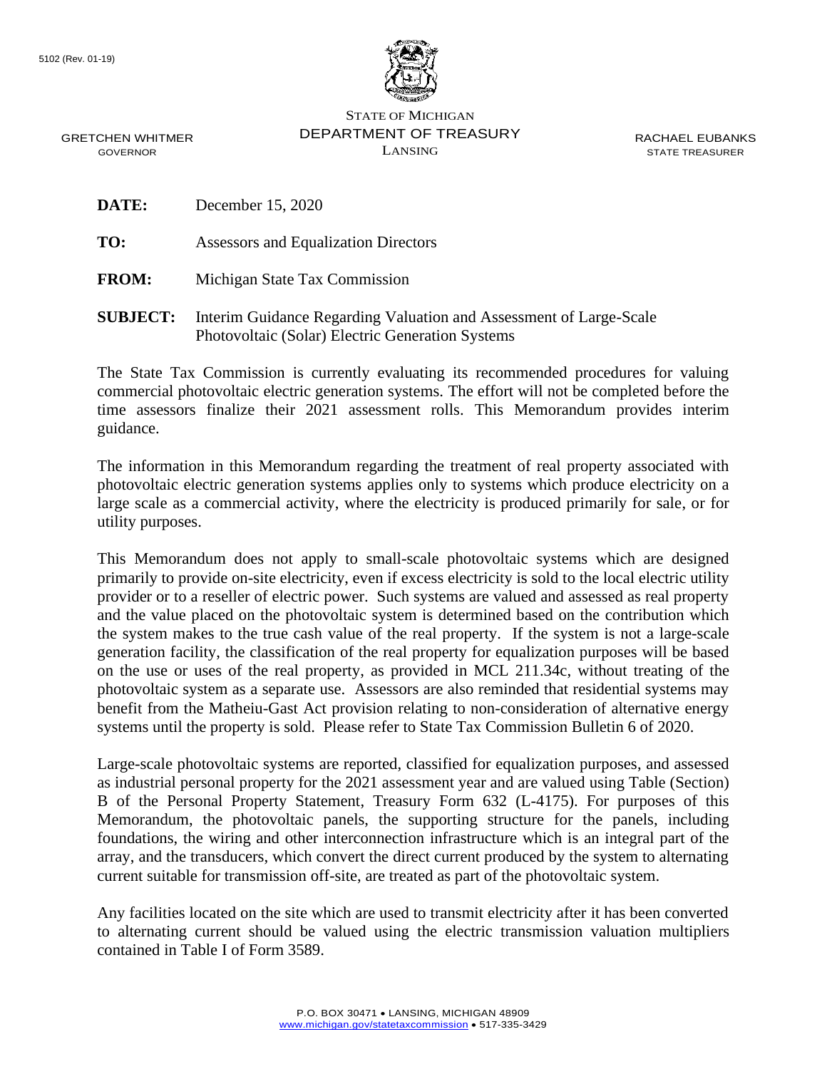5102 (Rev. 01-19)

STATE OF MICHIGAN
DEPARTMENT OF TREASURY
LANSING

GRETCHEN WHITMER
GOVERNOR

RACHAEL EUBANKS
STATE TREASURER

**DATE:** December 15, 2020

**TO:** Assessors and Equalization Directors

**FROM:** Michigan State Tax Commission

**SUBJECT:** Interim Guidance Regarding Valuation and Assessment of Large-Scale Photovoltaic (Solar) Electric Generation Systems

The State Tax Commission is currently evaluating its recommended procedures for valuing commercial photovoltaic electric generation systems. The effort will not be completed before the time assessors finalize their 2021 assessment rolls. This Memorandum provides interim guidance.

The information in this Memorandum regarding the treatment of real property associated with photovoltaic electric generation systems applies only to systems which produce electricity on a large scale as a commercial activity, where the electricity is produced primarily for sale, or for utility purposes.

This Memorandum does not apply to small-scale photovoltaic systems which are designed primarily to provide on-site electricity, even if excess electricity is sold to the local electric utility provider or to a reseller of electric power. Such systems are valued and assessed as real property and the value placed on the photovoltaic system is determined based on the contribution which the system makes to the true cash value of the real property. If the system is not a large-scale generation facility, the classification of the real property for equalization purposes will be based on the use or uses of the real property, as provided in MCL 211.34c, without treating of the photovoltaic system as a separate use. Assessors are also reminded that residential systems may benefit from the Matheiu-Gast Act provision relating to non-consideration of alternative energy systems until the property is sold. Please refer to State Tax Commission Bulletin 6 of 2020.

Large-scale photovoltaic systems are reported, classified for equalization purposes, and assessed as industrial personal property for the 2021 assessment year and are valued using Table (Section) B of the Personal Property Statement, Treasury Form 632 (L-4175). For purposes of this Memorandum, the photovoltaic panels, the supporting structure for the panels, including foundations, the wiring and other interconnection infrastructure which is an integral part of the array, and the transducers, which convert the direct current produced by the system to alternating current suitable for transmission off-site, are treated as part of the photovoltaic system.

Any facilities located on the site which are used to transmit electricity after it has been converted to alternating current should be valued using the electric transmission valuation multipliers contained in Table I of Form 3589.

P.O. BOX 30471 • LANSING, MICHIGAN 48909
www.michigan.gov/statetaxcommission • 517-335-3429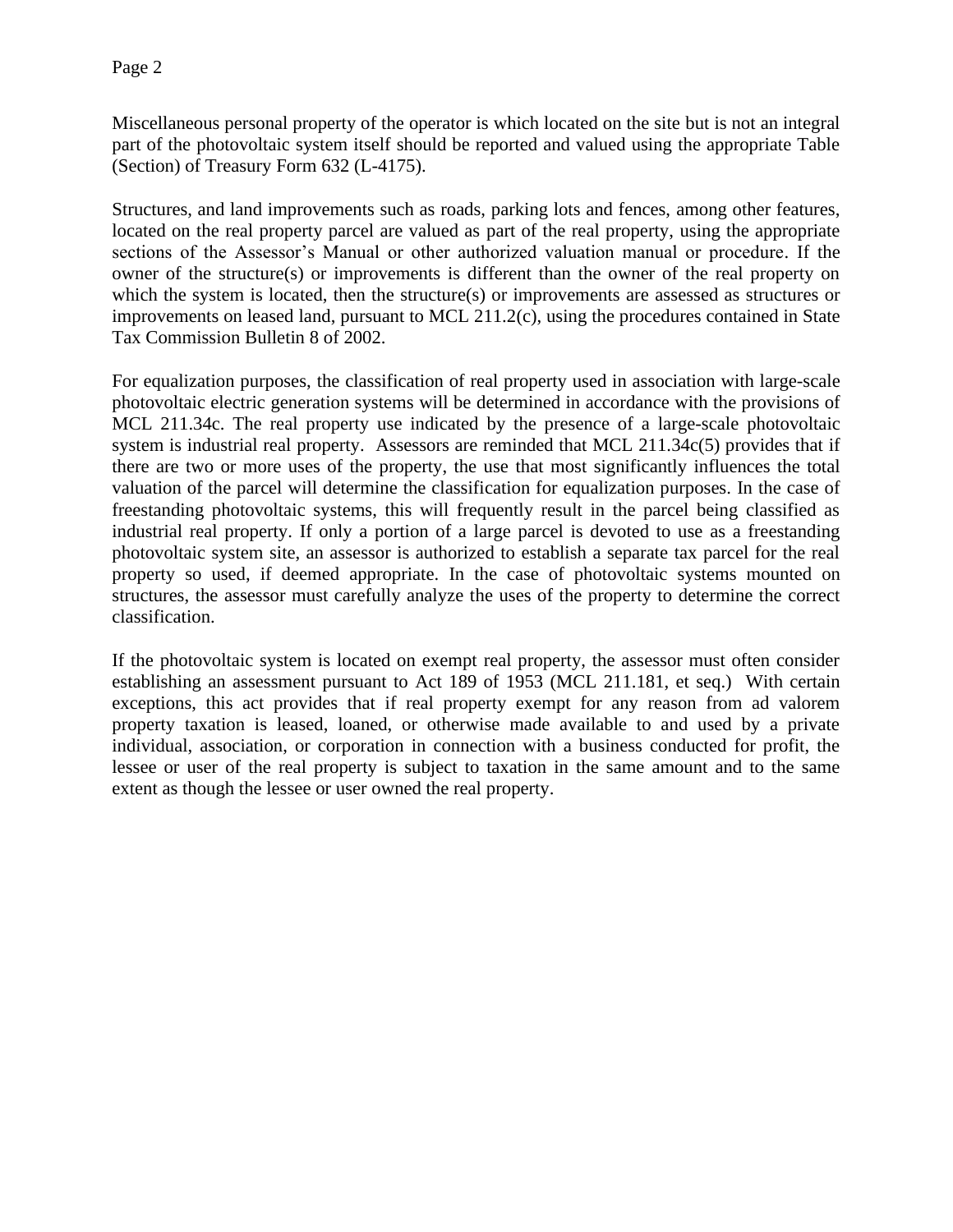Miscellaneous personal property of the operator is which located on the site but is not an integral part of the photovoltaic system itself should be reported and valued using the appropriate Table (Section) of Treasury Form 632 (L-4175).

Structures, and land improvements such as roads, parking lots and fences, among other features, located on the real property parcel are valued as part of the real property, using the appropriate sections of the Assessor's Manual or other authorized valuation manual or procedure. If the owner of the structure(s) or improvements is different than the owner of the real property on which the system is located, then the structure(s) or improvements are assessed as structures or improvements on leased land, pursuant to MCL 211.2(c), using the procedures contained in State Tax Commission Bulletin 8 of 2002.

For equalization purposes, the classification of real property used in association with large-scale photovoltaic electric generation systems will be determined in accordance with the provisions of MCL 211.34c. The real property use indicated by the presence of a large-scale photovoltaic system is industrial real property. Assessors are reminded that MCL 211.34c(5) provides that if there are two or more uses of the property, the use that most significantly influences the total valuation of the parcel will determine the classification for equalization purposes. In the case of freestanding photovoltaic systems, this will frequently result in the parcel being classified as industrial real property. If only a portion of a large parcel is devoted to use as a freestanding photovoltaic system site, an assessor is authorized to establish a separate tax parcel for the real property so used, if deemed appropriate. In the case of photovoltaic systems mounted on structures, the assessor must carefully analyze the uses of the property to determine the correct classification.

If the photovoltaic system is located on exempt real property, the assessor must often consider establishing an assessment pursuant to Act 189 of 1953 (MCL 211.181, et seq.) With certain exceptions, this act provides that if real property exempt for any reason from ad valorem property taxation is leased, loaned, or otherwise made available to and used by a private individual, association, or corporation in connection with a business conducted for profit, the lessee or user of the real property is subject to taxation in the same amount and to the same extent as though the lessee or user owned the real property.